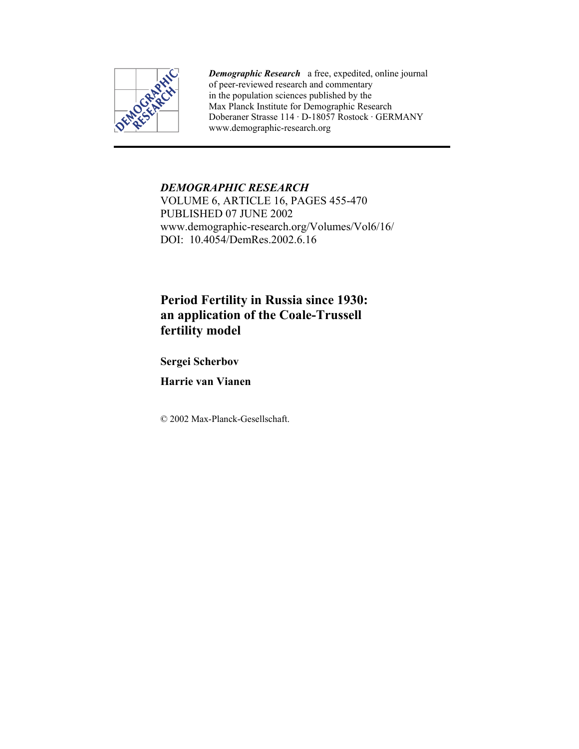*Demographic Research* a free, expedited, online journal
of peer-reviewed research and commentary
in the population sciences published by the
Max Planck Institute for Demographic Research
Doberaner Strasse 114 · D-18057 Rostock · GERMANY
www.demographic-research.org

*DEMOGRAPHIC RESEARCH*
VOLUME 6, ARTICLE 16, PAGES 455-470
PUBLISHED 07 JUNE 2002
www.demographic-research.org/Volumes/Vol6/16/
DOI: 10.4054/DemRes.2002.6.16

# Period Fertility in Russia since 1930: an application of the Coale-Trussell fertility model

**Sergei Scherbov**

**Harrie van Vianen**

© 2002 Max-Planck-Gesellschaft.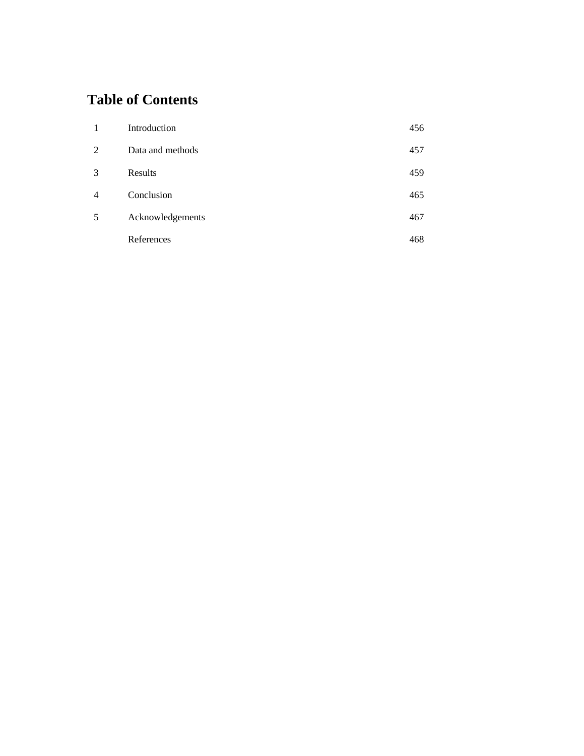# Table of Contents

| | | |
|---|---|---|
| 1 | Introduction | 456 |
| 2 | Data and methods | 457 |
| 3 | Results | 459 |
| 4 | Conclusion | 465 |
| 5 | Acknowledgements | 467 |
| | References | 468 |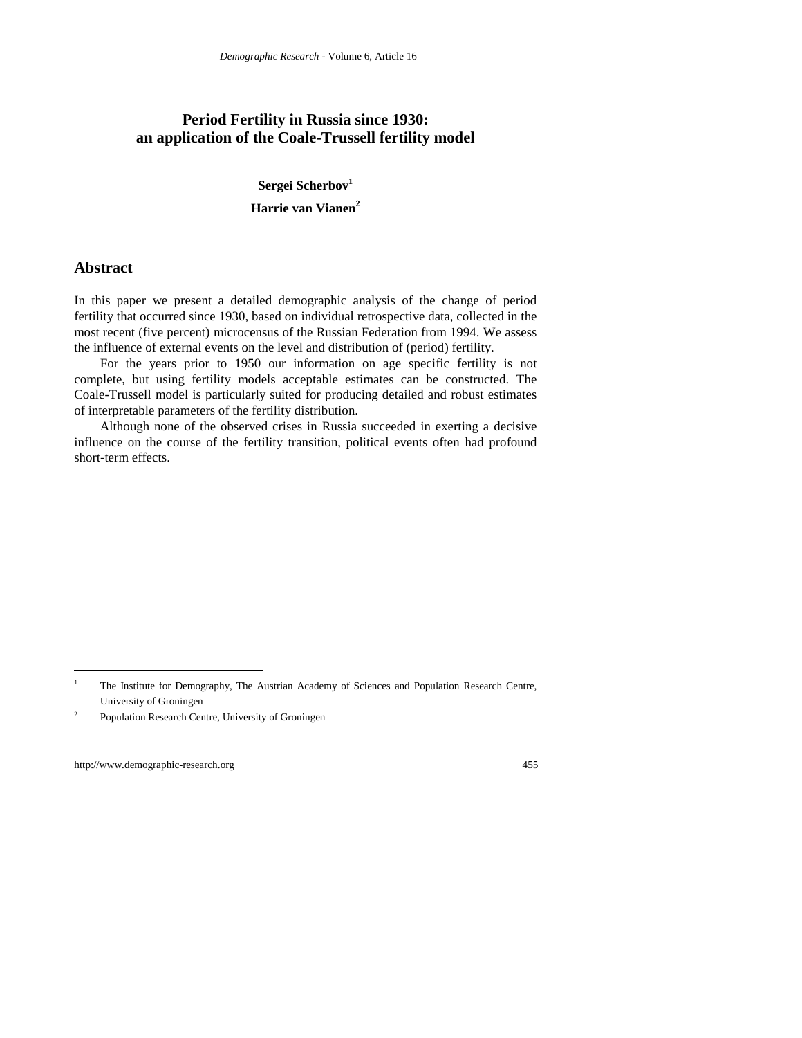# Period Fertility in Russia since 1930: an application of the Coale-Trussell fertility model

**Sergei Scherbov**[1]

**Harrie van Vianen**[2]

## Abstract

In this paper we present a detailed demographic analysis of the change of period fertility that occurred since 1930, based on individual retrospective data, collected in the most recent (five percent) microcensus of the Russian Federation from 1994. We assess the influence of external events on the level and distribution of (period) fertility.

For the years prior to 1950 our information on age specific fertility is not complete, but using fertility models acceptable estimates can be constructed. The Coale-Trussell model is particularly suited for producing detailed and robust estimates of interpretable parameters of the fertility distribution.

Although none of the observed crises in Russia succeeded in exerting a decisive influence on the course of the fertility transition, political events often had profound short-term effects.

---

[1] The Institute for Demography, The Austrian Academy of Sciences and Population Research Centre, University of Groningen

[2] Population Research Centre, University of Groningen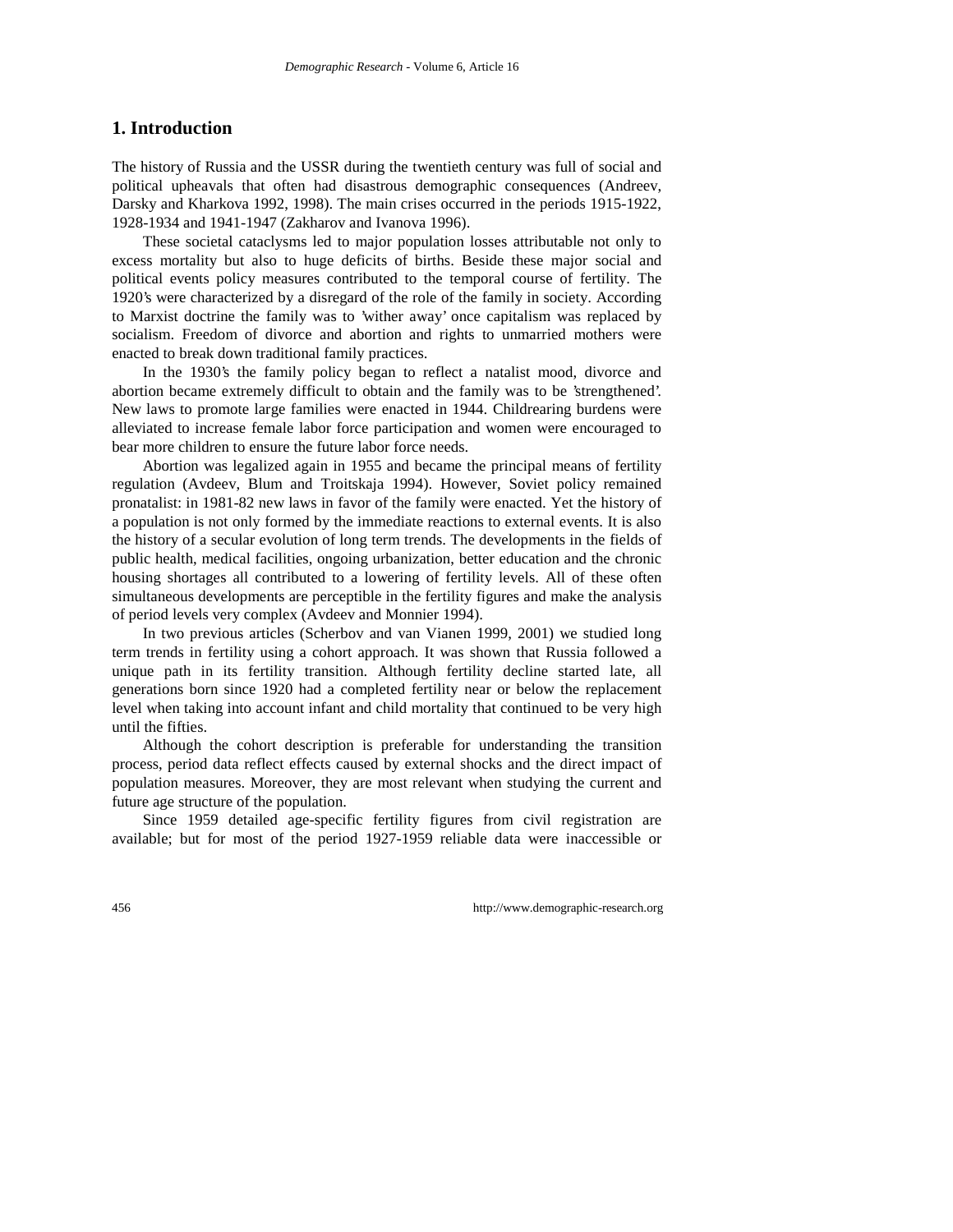# 1. Introduction

The history of Russia and the USSR during the twentieth century was full of social and political upheavals that often had disastrous demographic consequences (Andreev, Darsky and Kharkova 1992, 1998). The main crises occurred in the periods 1915-1922, 1928-1934 and 1941-1947 (Zakharov and Ivanova 1996).

These societal cataclysms led to major population losses attributable not only to excess mortality but also to huge deficits of births. Beside these major social and political events policy measures contributed to the temporal course of fertility. The 1920's were characterized by a disregard of the role of the family in society. According to Marxist doctrine the family was to 'wither away' once capitalism was replaced by socialism. Freedom of divorce and abortion and rights to unmarried mothers were enacted to break down traditional family practices.

In the 1930's the family policy began to reflect a natalist mood, divorce and abortion became extremely difficult to obtain and the family was to be 'strengthened'. New laws to promote large families were enacted in 1944. Childrearing burdens were alleviated to increase female labor force participation and women were encouraged to bear more children to ensure the future labor force needs.

Abortion was legalized again in 1955 and became the principal means of fertility regulation (Avdeev, Blum and Troitskaja 1994). However, Soviet policy remained pronatalist: in 1981-82 new laws in favor of the family were enacted. Yet the history of a population is not only formed by the immediate reactions to external events. It is also the history of a secular evolution of long term trends. The developments in the fields of public health, medical facilities, ongoing urbanization, better education and the chronic housing shortages all contributed to a lowering of fertility levels. All of these often simultaneous developments are perceptible in the fertility figures and make the analysis of period levels very complex (Avdeev and Monnier 1994).

In two previous articles (Scherbov and van Vianen 1999, 2001) we studied long term trends in fertility using a cohort approach. It was shown that Russia followed a unique path in its fertility transition. Although fertility decline started late, all generations born since 1920 had a completed fertility near or below the replacement level when taking into account infant and child mortality that continued to be very high until the fifties.

Although the cohort description is preferable for understanding the transition process, period data reflect effects caused by external shocks and the direct impact of population measures. Moreover, they are most relevant when studying the current and future age structure of the population.

Since 1959 detailed age-specific fertility figures from civil registration are available; but for most of the period 1927-1959 reliable data were inaccessible or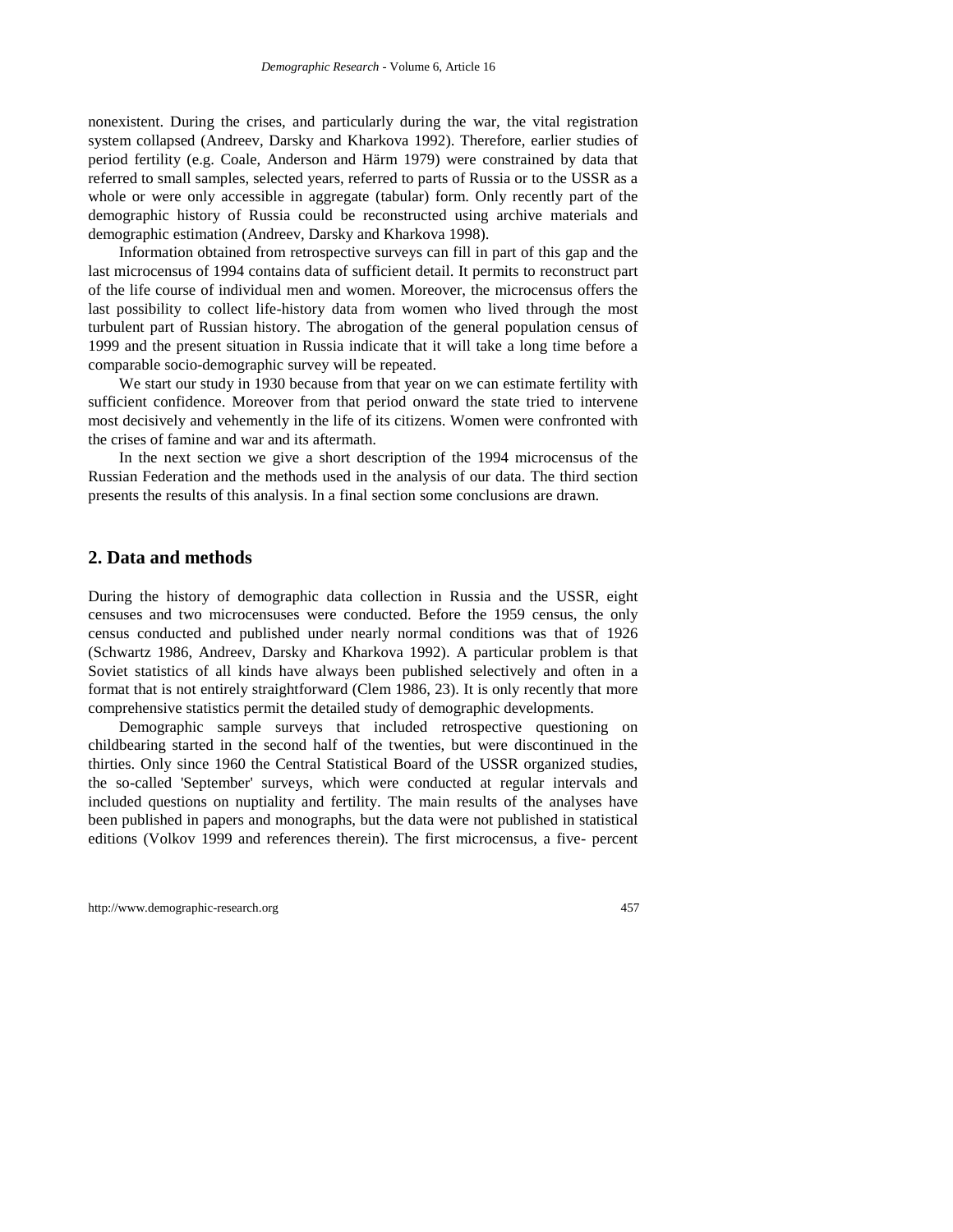nonexistent. During the crises, and particularly during the war, the vital registration system collapsed (Andreev, Darsky and Kharkova 1992). Therefore, earlier studies of period fertility (e.g. Coale, Anderson and Härm 1979) were constrained by data that referred to small samples, selected years, referred to parts of Russia or to the USSR as a whole or were only accessible in aggregate (tabular) form. Only recently part of the demographic history of Russia could be reconstructed using archive materials and demographic estimation (Andreev, Darsky and Kharkova 1998).

Information obtained from retrospective surveys can fill in part of this gap and the last microcensus of 1994 contains data of sufficient detail. It permits to reconstruct part of the life course of individual men and women. Moreover, the microcensus offers the last possibility to collect life-history data from women who lived through the most turbulent part of Russian history. The abrogation of the general population census of 1999 and the present situation in Russia indicate that it will take a long time before a comparable socio-demographic survey will be repeated.

We start our study in 1930 because from that year on we can estimate fertility with sufficient confidence. Moreover from that period onward the state tried to intervene most decisively and vehemently in the life of its citizens. Women were confronted with the crises of famine and war and its aftermath.

In the next section we give a short description of the 1994 microcensus of the Russian Federation and the methods used in the analysis of our data. The third section presents the results of this analysis. In a final section some conclusions are drawn.

## 2. Data and methods

During the history of demographic data collection in Russia and the USSR, eight censuses and two microcensuses were conducted. Before the 1959 census, the only census conducted and published under nearly normal conditions was that of 1926 (Schwartz 1986, Andreev, Darsky and Kharkova 1992). A particular problem is that Soviet statistics of all kinds have always been published selectively and often in a format that is not entirely straightforward (Clem 1986, 23). It is only recently that more comprehensive statistics permit the detailed study of demographic developments.

Demographic sample surveys that included retrospective questioning on childbearing started in the second half of the twenties, but were discontinued in the thirties. Only since 1960 the Central Statistical Board of the USSR organized studies, the so-called 'September' surveys, which were conducted at regular intervals and included questions on nuptiality and fertility. The main results of the analyses have been published in papers and monographs, but the data were not published in statistical editions (Volkov 1999 and references therein). The first microcensus, a five- percent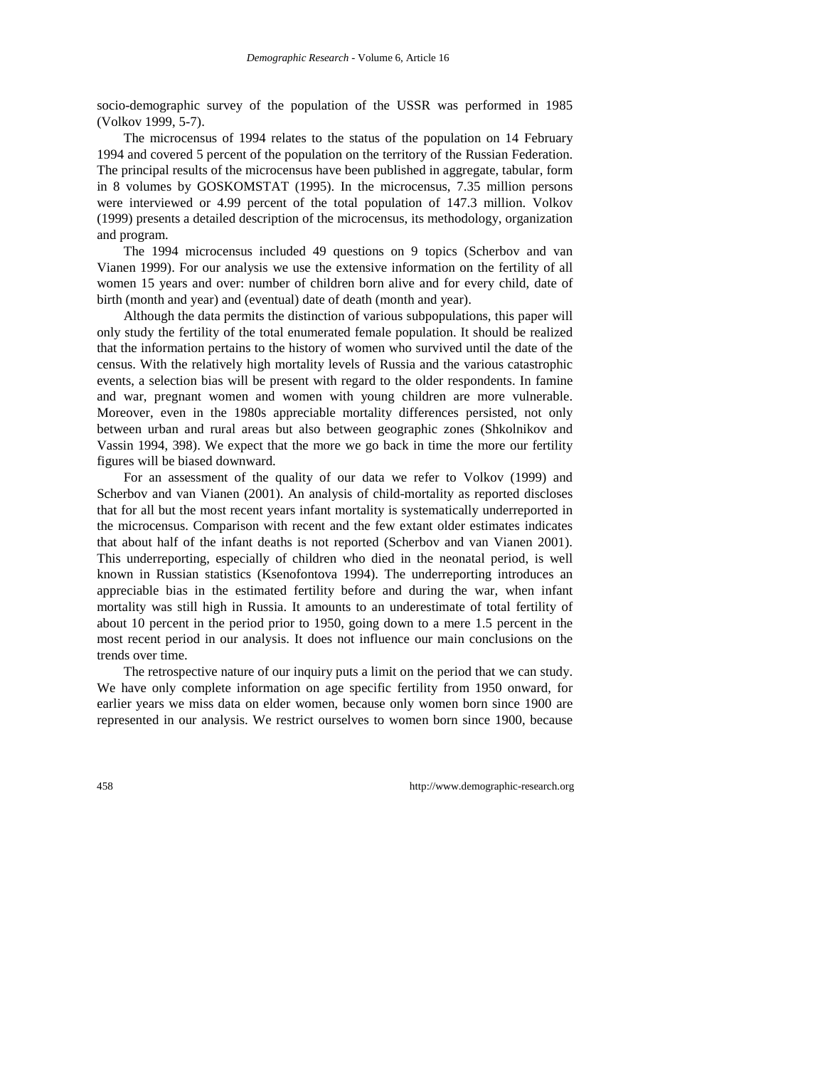socio-demographic survey of the population of the USSR was performed in 1985 (Volkov 1999, 5-7).

The microcensus of 1994 relates to the status of the population on 14 February 1994 and covered 5 percent of the population on the territory of the Russian Federation. The principal results of the microcensus have been published in aggregate, tabular, form in 8 volumes by GOSKOMSTAT (1995). In the microcensus, 7.35 million persons were interviewed or 4.99 percent of the total population of 147.3 million. Volkov (1999) presents a detailed description of the microcensus, its methodology, organization and program.

The 1994 microcensus included 49 questions on 9 topics (Scherbov and van Vianen 1999). For our analysis we use the extensive information on the fertility of all women 15 years and over: number of children born alive and for every child, date of birth (month and year) and (eventual) date of death (month and year).

Although the data permits the distinction of various subpopulations, this paper will only study the fertility of the total enumerated female population. It should be realized that the information pertains to the history of women who survived until the date of the census. With the relatively high mortality levels of Russia and the various catastrophic events, a selection bias will be present with regard to the older respondents. In famine and war, pregnant women and women with young children are more vulnerable. Moreover, even in the 1980s appreciable mortality differences persisted, not only between urban and rural areas but also between geographic zones (Shkolnikov and Vassin 1994, 398). We expect that the more we go back in time the more our fertility figures will be biased downward.

For an assessment of the quality of our data we refer to Volkov (1999) and Scherbov and van Vianen (2001). An analysis of child-mortality as reported discloses that for all but the most recent years infant mortality is systematically underreported in the microcensus. Comparison with recent and the few extant older estimates indicates that about half of the infant deaths is not reported (Scherbov and van Vianen 2001). This underreporting, especially of children who died in the neonatal period, is well known in Russian statistics (Ksenofontova 1994). The underreporting introduces an appreciable bias in the estimated fertility before and during the war, when infant mortality was still high in Russia. It amounts to an underestimate of total fertility of about 10 percent in the period prior to 1950, going down to a mere 1.5 percent in the most recent period in our analysis. It does not influence our main conclusions on the trends over time.

The retrospective nature of our inquiry puts a limit on the period that we can study. We have only complete information on age specific fertility from 1950 onward, for earlier years we miss data on elder women, because only women born since 1900 are represented in our analysis. We restrict ourselves to women born since 1900, because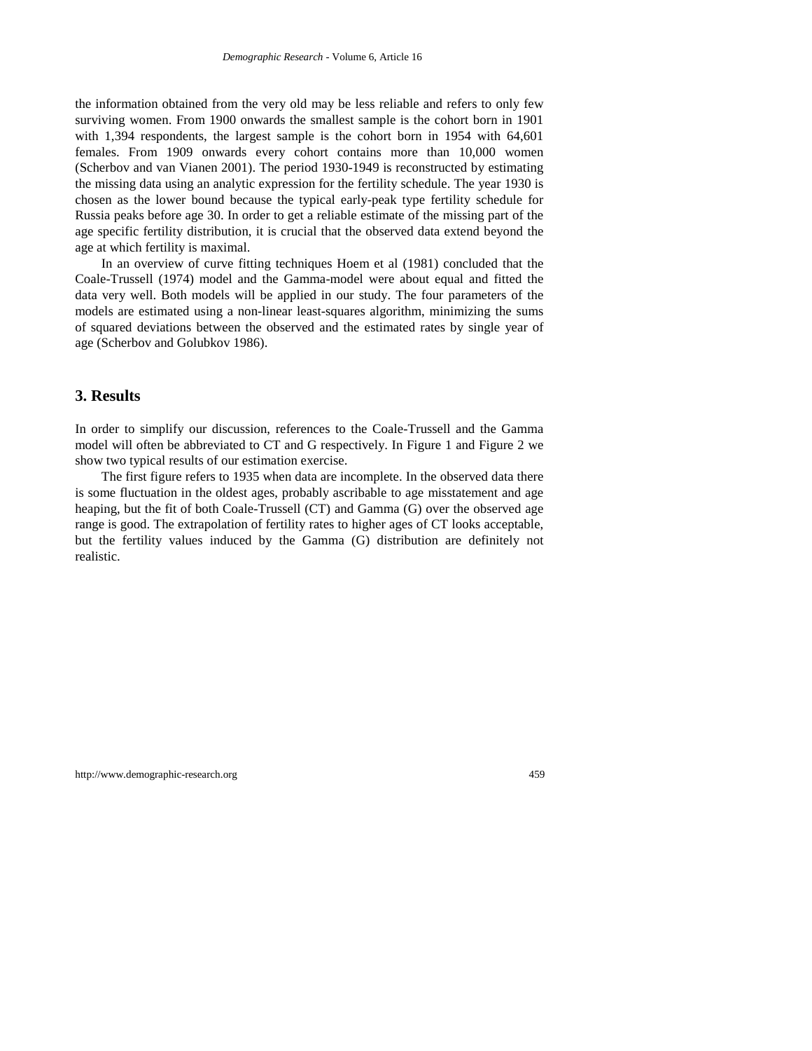the information obtained from the very old may be less reliable and refers to only few surviving women. From 1900 onwards the smallest sample is the cohort born in 1901 with 1,394 respondents, the largest sample is the cohort born in 1954 with 64,601 females. From 1909 onwards every cohort contains more than 10,000 women (Scherbov and van Vianen 2001). The period 1930-1949 is reconstructed by estimating the missing data using an analytic expression for the fertility schedule. The year 1930 is chosen as the lower bound because the typical early-peak type fertility schedule for Russia peaks before age 30. In order to get a reliable estimate of the missing part of the age specific fertility distribution, it is crucial that the observed data extend beyond the age at which fertility is maximal.

In an overview of curve fitting techniques Hoem et al (1981) concluded that the Coale-Trussell (1974) model and the Gamma-model were about equal and fitted the data very well. Both models will be applied in our study. The four parameters of the models are estimated using a non-linear least-squares algorithm, minimizing the sums of squared deviations between the observed and the estimated rates by single year of age (Scherbov and Golubkov 1986).

## 3. Results

In order to simplify our discussion, references to the Coale-Trussell and the Gamma model will often be abbreviated to CT and G respectively. In Figure 1 and Figure 2 we show two typical results of our estimation exercise.

The first figure refers to 1935 when data are incomplete. In the observed data there is some fluctuation in the oldest ages, probably ascribable to age misstatement and age heaping, but the fit of both Coale-Trussell (CT) and Gamma (G) over the observed age range is good. The extrapolation of fertility rates to higher ages of CT looks acceptable, but the fertility values induced by the Gamma (G) distribution are definitely not realistic.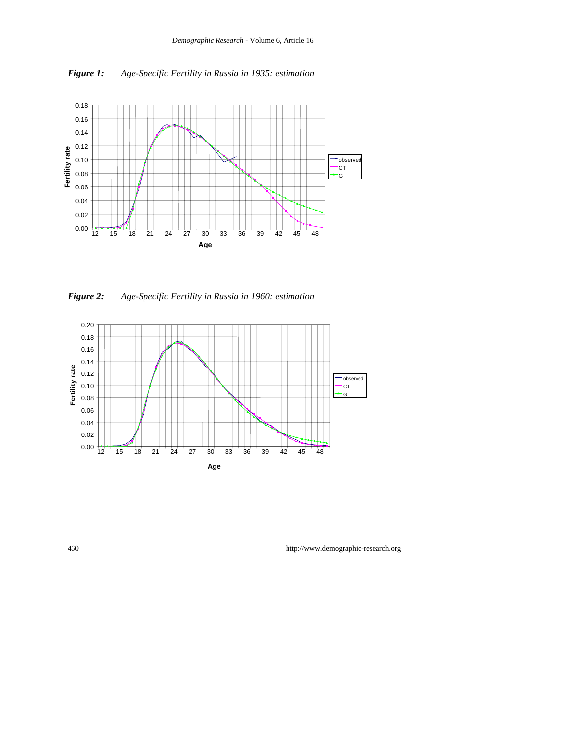***Figure 1:*** *Age-Specific Fertility in Russia in 1935: estimation*

***Figure 2:*** *Age-Specific Fertility in Russia in 1960: estimation*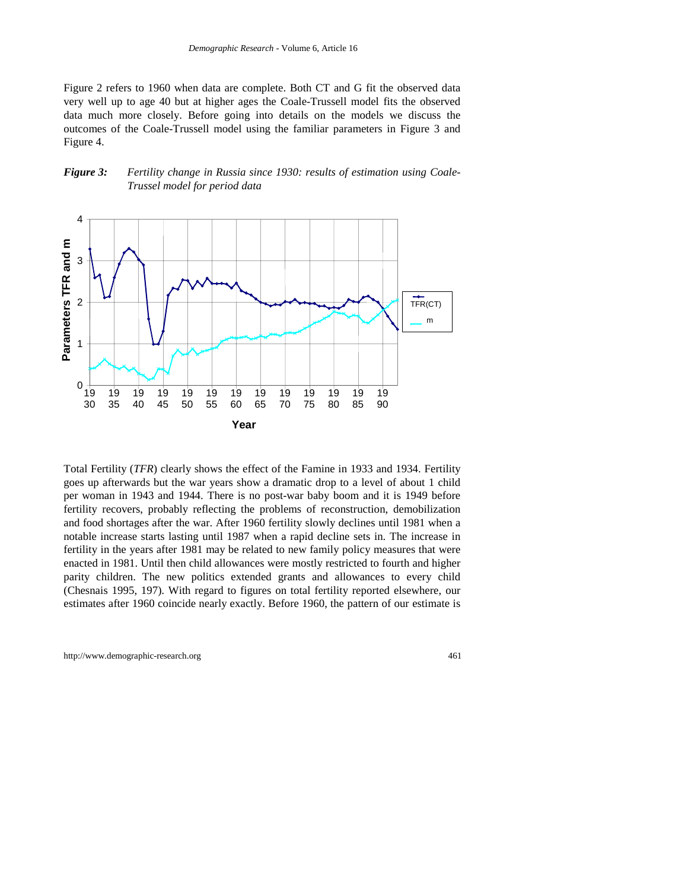Figure 2 refers to 1960 when data are complete. Both CT and G fit the observed data very well up to age 40 but at higher ages the Coale-Trussell model fits the observed data much more closely. Before going into details on the models we discuss the outcomes of the Coale-Trussell model using the familiar parameters in Figure 3 and Figure 4.

***Figure 3:*** *Fertility change in Russia since 1930: results of estimation using Coale-Trussel model for period data*

Total Fertility (*TFR*) clearly shows the effect of the Famine in 1933 and 1934. Fertility goes up afterwards but the war years show a dramatic drop to a level of about 1 child per woman in 1943 and 1944. There is no post-war baby boom and it is 1949 before fertility recovers, probably reflecting the problems of reconstruction, demobilization and food shortages after the war. After 1960 fertility slowly declines until 1981 when a notable increase starts lasting until 1987 when a rapid decline sets in. The increase in fertility in the years after 1981 may be related to new family policy measures that were enacted in 1981. Until then child allowances were mostly restricted to fourth and higher parity children. The new politics extended grants and allowances to every child (Chesnais 1995, 197). With regard to figures on total fertility reported elsewhere, our estimates after 1960 coincide nearly exactly. Before 1960, the pattern of our estimate is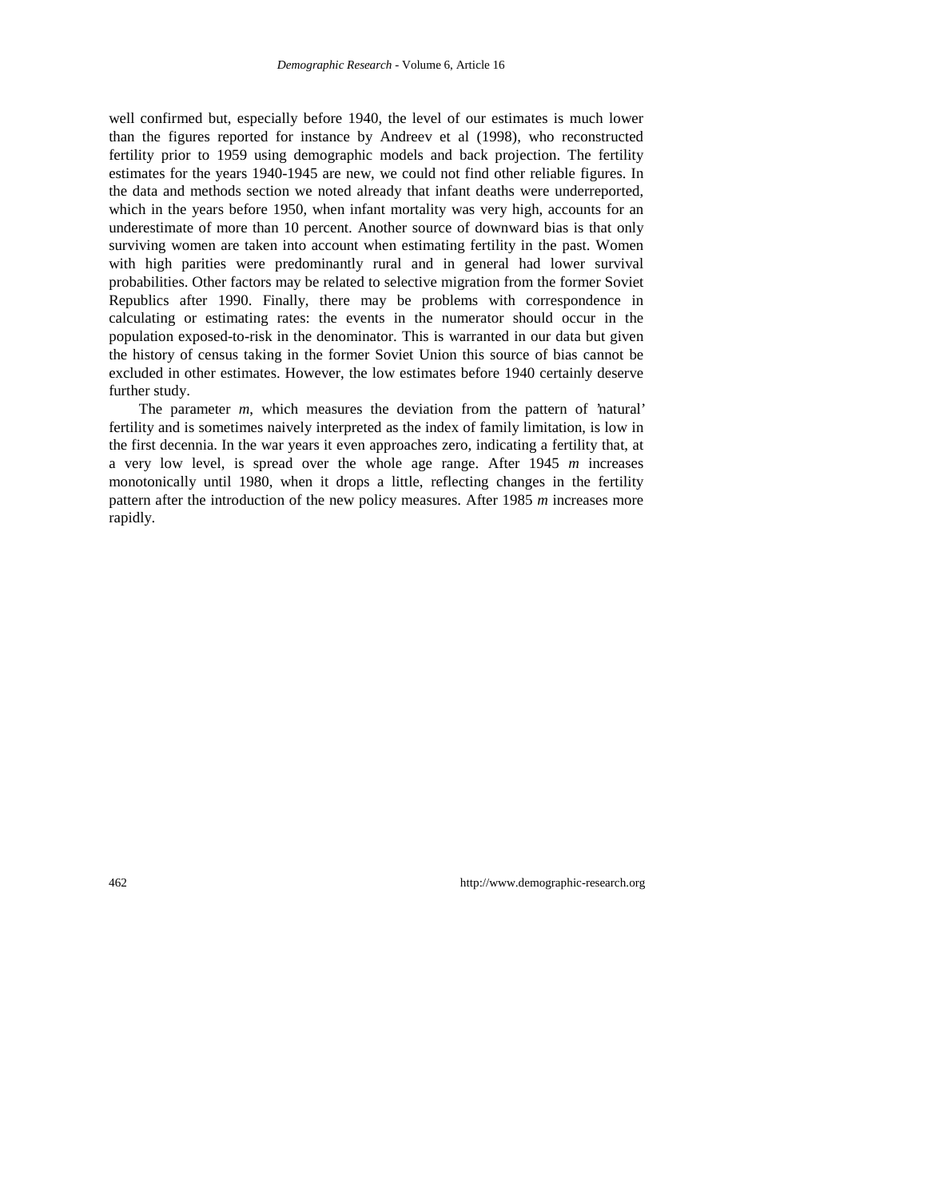well confirmed but, especially before 1940, the level of our estimates is much lower than the figures reported for instance by Andreev et al (1998), who reconstructed fertility prior to 1959 using demographic models and back projection. The fertility estimates for the years 1940-1945 are new, we could not find other reliable figures. In the data and methods section we noted already that infant deaths were underreported, which in the years before 1950, when infant mortality was very high, accounts for an underestimate of more than 10 percent. Another source of downward bias is that only surviving women are taken into account when estimating fertility in the past. Women with high parities were predominantly rural and in general had lower survival probabilities. Other factors may be related to selective migration from the former Soviet Republics after 1990. Finally, there may be problems with correspondence in calculating or estimating rates: the events in the numerator should occur in the population exposed-to-risk in the denominator. This is warranted in our data but given the history of census taking in the former Soviet Union this source of bias cannot be excluded in other estimates. However, the low estimates before 1940 certainly deserve further study.

The parameter *m*, which measures the deviation from the pattern of 'natural' fertility and is sometimes naively interpreted as the index of family limitation, is low in the first decennia. In the war years it even approaches zero, indicating a fertility that, at a very low level, is spread over the whole age range. After 1945 *m* increases monotonically until 1980, when it drops a little, reflecting changes in the fertility pattern after the introduction of the new policy measures. After 1985 *m* increases more rapidly.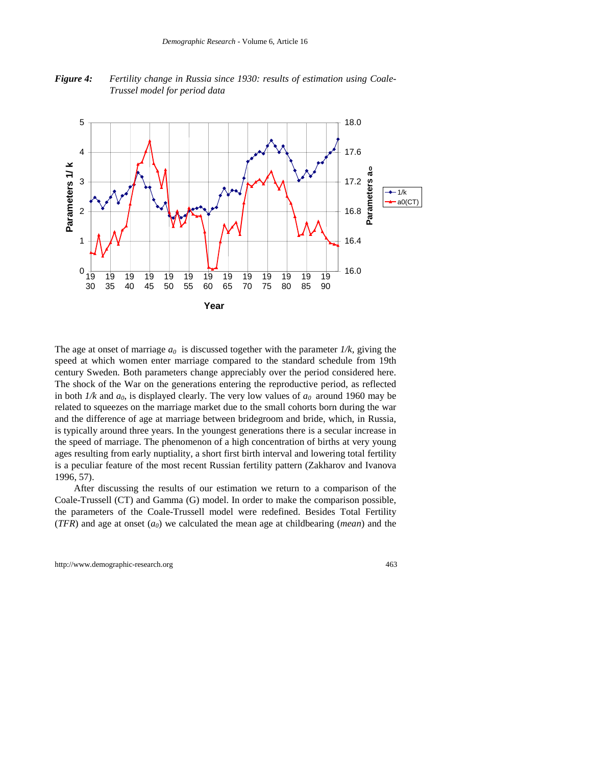***Figure 4:*** *Fertility change in Russia since 1930: results of estimation using Coale-Trussel model for period data*

The age at onset of marriage $a_0$ is discussed together with the parameter $1/k$, giving the speed at which women enter marriage compared to the standard schedule from 19th century Sweden. Both parameters change appreciably over the period considered here. The shock of the War on the generations entering the reproductive period, as reflected in both $1/k$ and $a_0$, is displayed clearly. The very low values of $a_0$ around 1960 may be related to squeezes on the marriage market due to the small cohorts born during the war and the difference of age at marriage between bridegroom and bride, which, in Russia, is typically around three years. In the youngest generations there is a secular increase in the speed of marriage. The phenomenon of a high concentration of births at very young ages resulting from early nuptiality, a short first birth interval and lowering total fertility is a peculiar feature of the most recent Russian fertility pattern (Zakharov and Ivanova 1996, 57).

After discussing the results of our estimation we return to a comparison of the Coale-Trussell (CT) and Gamma (G) model. In order to make the comparison possible, the parameters of the Coale-Trussell model were redefined. Besides Total Fertility (*TFR*) and age at onset ($a_0$) we calculated the mean age at childbearing (*mean*) and the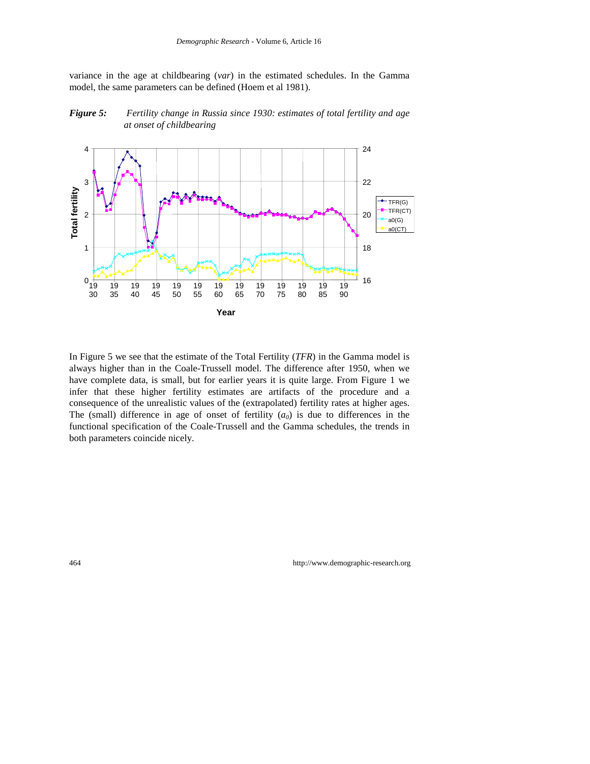variance in the age at childbearing (*var*) in the estimated schedules. In the Gamma model, the same parameters can be defined (Hoem et al 1981).

***Figure 5:*** *Fertility change in Russia since 1930: estimates of total fertility and age at onset of childbearing*

In Figure 5 we see that the estimate of the Total Fertility (*TFR*) in the Gamma model is always higher than in the Coale-Trussell model. The difference after 1950, when we have complete data, is small, but for earlier years it is quite large. From Figure 1 we infer that these higher fertility estimates are artifacts of the procedure and a consequence of the unrealistic values of the (extrapolated) fertility rates at higher ages. The (small) difference in age of onset of fertility ($a_0$) is due to differences in the functional specification of the Coale-Trussell and the Gamma schedules, the trends in both parameters coincide nicely.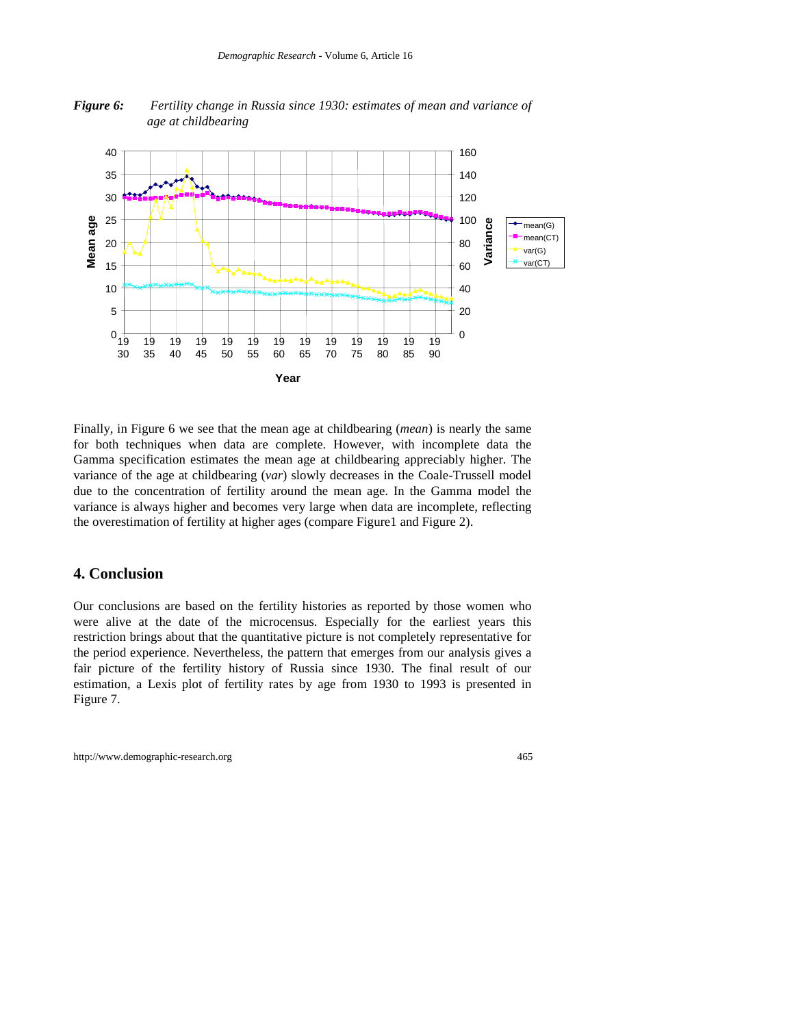*Figure 6:* *Fertility change in Russia since 1930: estimates of mean and variance of age at childbearing*

Finally, in Figure 6 we see that the mean age at childbearing (*mean*) is nearly the same for both techniques when data are complete. However, with incomplete data the Gamma specification estimates the mean age at childbearing appreciably higher. The variance of the age at childbearing (*var*) slowly decreases in the Coale-Trussell model due to the concentration of fertility around the mean age. In the Gamma model the variance is always higher and becomes very large when data are incomplete, reflecting the overestimation of fertility at higher ages (compare Figure1 and Figure 2).

## 4. Conclusion

Our conclusions are based on the fertility histories as reported by those women who were alive at the date of the microcensus. Especially for the earliest years this restriction brings about that the quantitative picture is not completely representative for the period experience. Nevertheless, the pattern that emerges from our analysis gives a fair picture of the fertility history of Russia since 1930. The final result of our estimation, a Lexis plot of fertility rates by age from 1930 to 1993 is presented in Figure 7.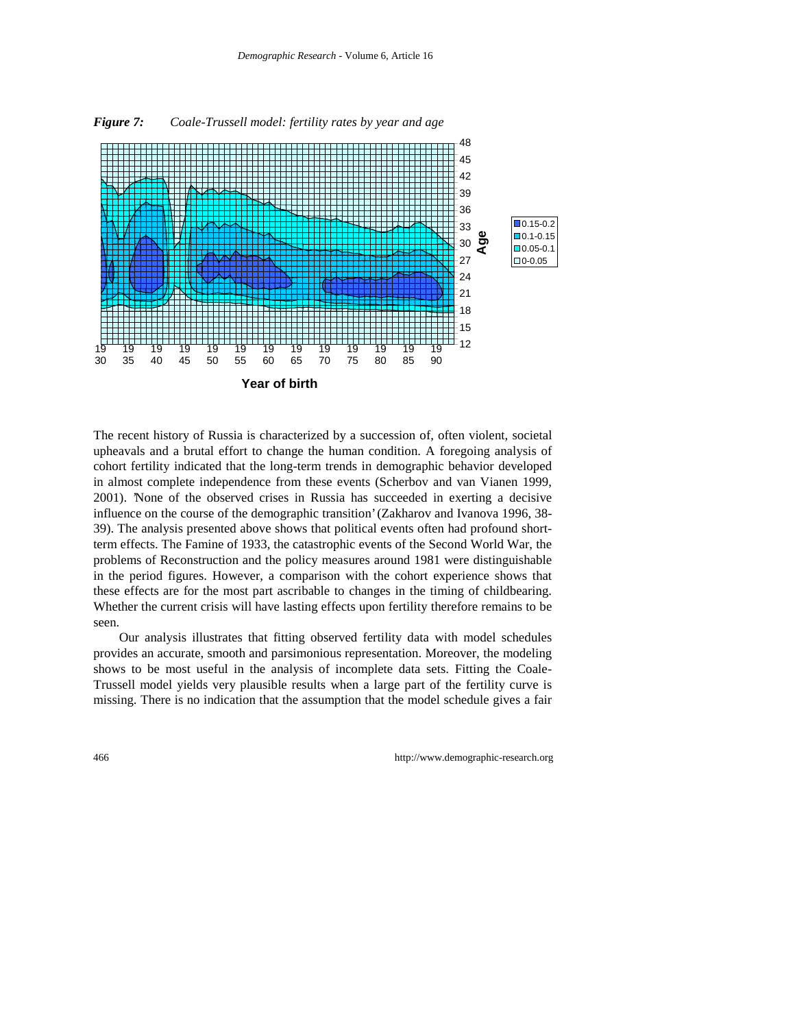*Figure 7: Coale-Trussell model: fertility rates by year and age*

The recent history of Russia is characterized by a succession of, often violent, societal upheavals and a brutal effort to change the human condition. A foregoing analysis of cohort fertility indicated that the long-term trends in demographic behavior developed in almost complete independence from these events (Scherbov and van Vianen 1999, 2001). 'None of the observed crises in Russia has succeeded in exerting a decisive influence on the course of the demographic transition' (Zakharov and Ivanova 1996, 38-39). The analysis presented above shows that political events often had profound short-term effects. The Famine of 1933, the catastrophic events of the Second World War, the problems of Reconstruction and the policy measures around 1981 were distinguishable in the period figures. However, a comparison with the cohort experience shows that these effects are for the most part ascribable to changes in the timing of childbearing. Whether the current crisis will have lasting effects upon fertility therefore remains to be seen.

Our analysis illustrates that fitting observed fertility data with model schedules provides an accurate, smooth and parsimonious representation. Moreover, the modeling shows to be most useful in the analysis of incomplete data sets. Fitting the Coale-Trussell model yields very plausible results when a large part of the fertility curve is missing. There is no indication that the assumption that the model schedule gives a fair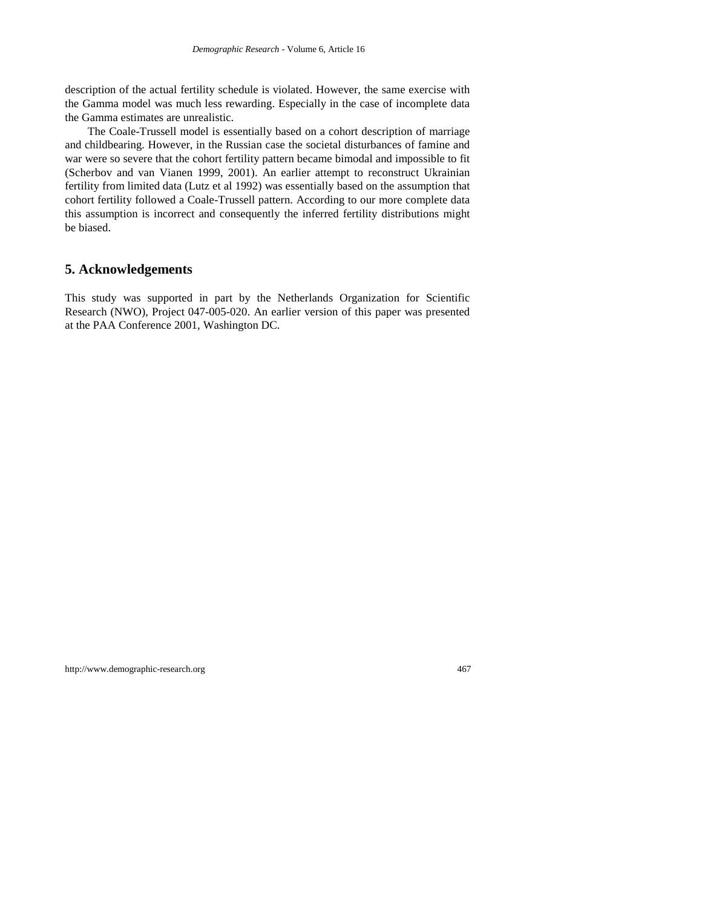description of the actual fertility schedule is violated. However, the same exercise with the Gamma model was much less rewarding. Especially in the case of incomplete data the Gamma estimates are unrealistic.

The Coale-Trussell model is essentially based on a cohort description of marriage and childbearing. However, in the Russian case the societal disturbances of famine and war were so severe that the cohort fertility pattern became bimodal and impossible to fit (Scherbov and van Vianen 1999, 2001). An earlier attempt to reconstruct Ukrainian fertility from limited data (Lutz et al 1992) was essentially based on the assumption that cohort fertility followed a Coale-Trussell pattern. According to our more complete data this assumption is incorrect and consequently the inferred fertility distributions might be biased.

## 5. Acknowledgements

This study was supported in part by the Netherlands Organization for Scientific Research (NWO), Project 047-005-020. An earlier version of this paper was presented at the PAA Conference 2001, Washington DC.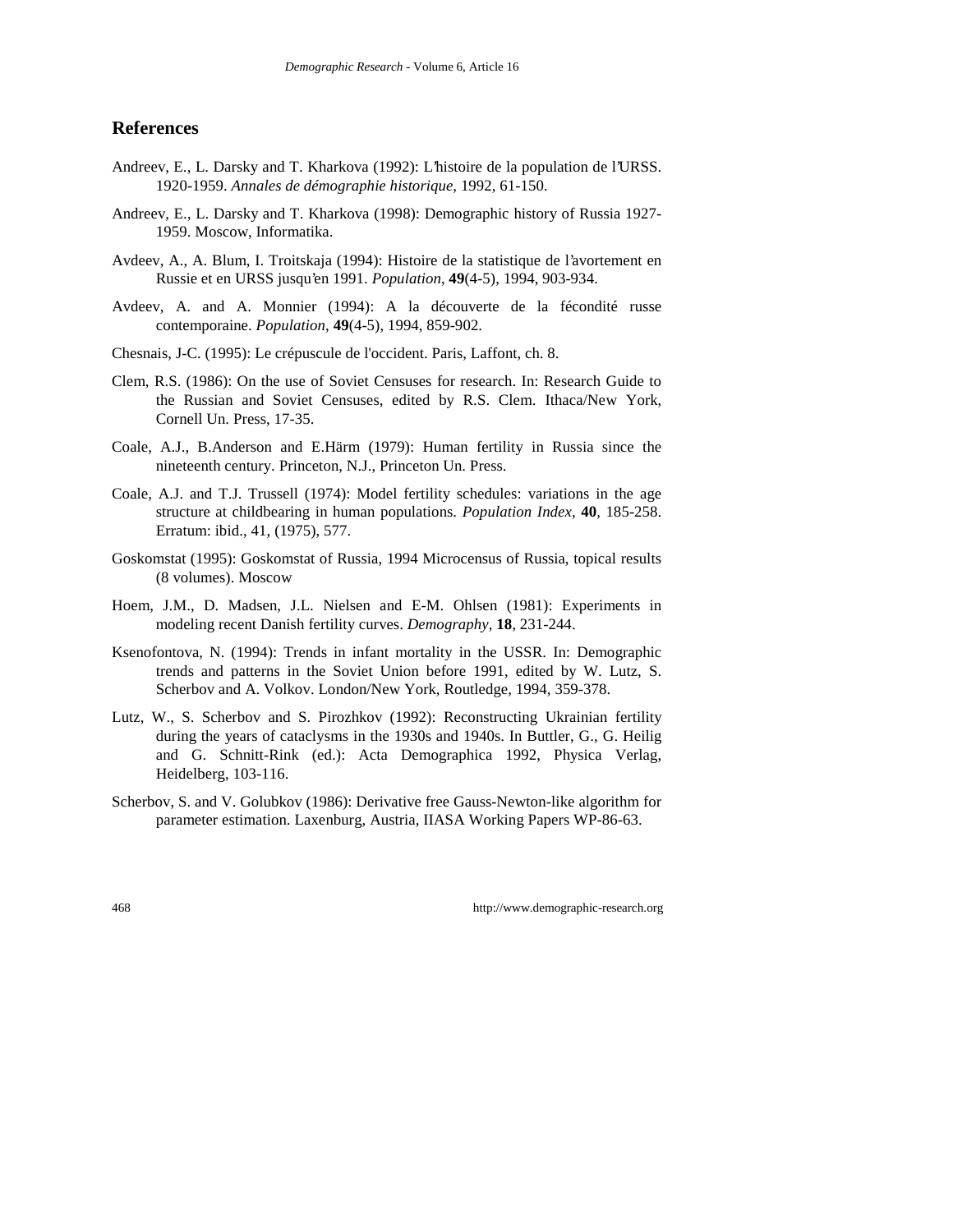## References

Andreev, E., L. Darsky and T. Kharkova (1992): L'histoire de la population de l'URSS. 1920-1959. *Annales de démographie historique*, 1992, 61-150.

Andreev, E., L. Darsky and T. Kharkova (1998): Demographic history of Russia 1927-1959. Moscow, Informatika.

Avdeev, A., A. Blum, I. Troitskaja (1994): Histoire de la statistique de l'avortement en Russie et en URSS jusqu'en 1991. *Population*, **49**(4-5), 1994, 903-934.

Avdeev, A. and A. Monnier (1994): A la découverte de la fécondité russe contemporaine. *Population*, **49**(4-5), 1994, 859-902.

Chesnais, J-C. (1995): Le crépuscule de l'occident. Paris, Laffont, ch. 8.

Clem, R.S. (1986): On the use of Soviet Censuses for research. In: Research Guide to the Russian and Soviet Censuses, edited by R.S. Clem. Ithaca/New York, Cornell Un. Press, 17-35.

Coale, A.J., B.Anderson and E.Härm (1979): Human fertility in Russia since the nineteenth century. Princeton, N.J., Princeton Un. Press.

Coale, A.J. and T.J. Trussell (1974): Model fertility schedules: variations in the age structure at childbearing in human populations. *Population Index*, **40**, 185-258. Erratum: ibid., 41, (1975), 577.

Goskomstat (1995): Goskomstat of Russia, 1994 Microcensus of Russia, topical results (8 volumes). Moscow

Hoem, J.M., D. Madsen, J.L. Nielsen and E-M. Ohlsen (1981): Experiments in modeling recent Danish fertility curves. *Demography*, **18**, 231-244.

Ksenofontova, N. (1994): Trends in infant mortality in the USSR. In: Demographic trends and patterns in the Soviet Union before 1991, edited by W. Lutz, S. Scherbov and A. Volkov. London/New York, Routledge, 1994, 359-378.

Lutz, W., S. Scherbov and S. Pirozhkov (1992): Reconstructing Ukrainian fertility during the years of cataclysms in the 1930s and 1940s. In Buttler, G., G. Heilig and G. Schnitt-Rink (ed.): Acta Demographica 1992, Physica Verlag, Heidelberg, 103-116.

Scherbov, S. and V. Golubkov (1986): Derivative free Gauss-Newton-like algorithm for parameter estimation. Laxenburg, Austria, IIASA Working Papers WP-86-63.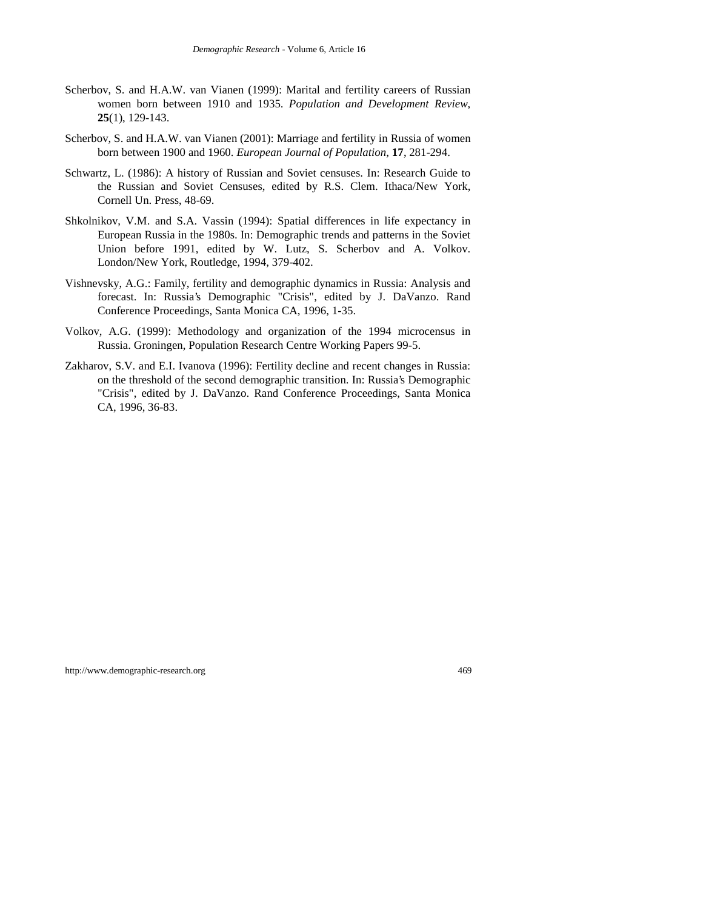Scherbov, S. and H.A.W. van Vianen (1999): Marital and fertility careers of Russian women born between 1910 and 1935. *Population and Development Review*, **25**(1), 129-143.

Scherbov, S. and H.A.W. van Vianen (2001): Marriage and fertility in Russia of women born between 1900 and 1960. *European Journal of Population*, **17**, 281-294.

Schwartz, L. (1986): A history of Russian and Soviet censuses. In: Research Guide to the Russian and Soviet Censuses, edited by R.S. Clem. Ithaca/New York, Cornell Un. Press, 48-69.

Shkolnikov, V.M. and S.A. Vassin (1994): Spatial differences in life expectancy in European Russia in the 1980s. In: Demographic trends and patterns in the Soviet Union before 1991, edited by W. Lutz, S. Scherbov and A. Volkov. London/New York, Routledge, 1994, 379-402.

Vishnevsky, A.G.: Family, fertility and demographic dynamics in Russia: Analysis and forecast. In: Russia's Demographic "Crisis", edited by J. DaVanzo. Rand Conference Proceedings, Santa Monica CA, 1996, 1-35.

Volkov, A.G. (1999): Methodology and organization of the 1994 microcensus in Russia. Groningen, Population Research Centre Working Papers 99-5.

Zakharov, S.V. and E.I. Ivanova (1996): Fertility decline and recent changes in Russia: on the threshold of the second demographic transition. In: Russia's Demographic "Crisis", edited by J. DaVanzo. Rand Conference Proceedings, Santa Monica CA, 1996, 36-83.